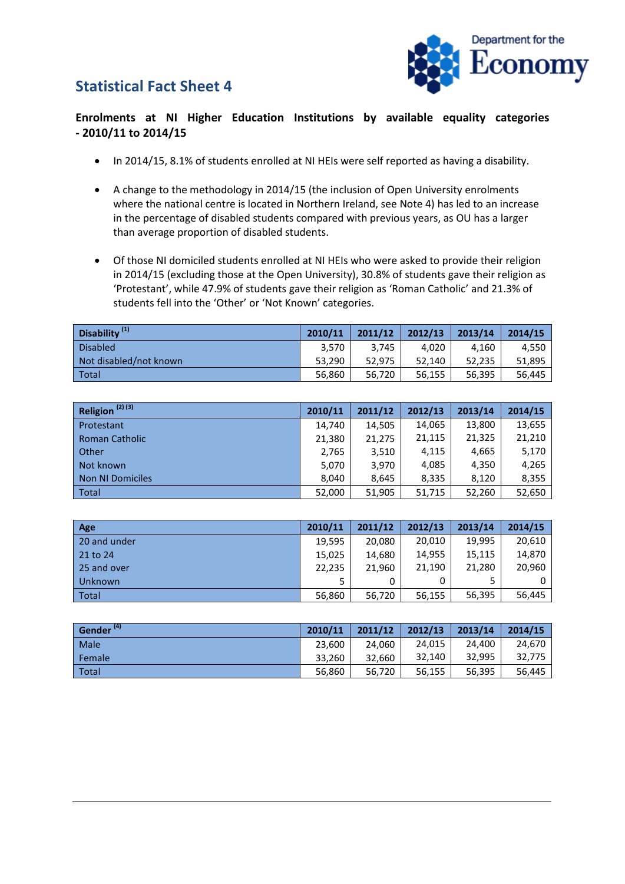# Statistical Fact Sheet 4

**Enrolments at NI Higher Education Institutions by available equality categories - 2010/11 to 2014/15**

- In 2014/15, 8.1% of students enrolled at NI HEIs were self reported as having a disability.
- A change to the methodology in 2014/15 (the inclusion of Open University enrolments where the national centre is located in Northern Ireland, see Note 4) has led to an increase in the percentage of disabled students compared with previous years, as OU has a larger than average proportion of disabled students.
- Of those NI domiciled students enrolled at NI HEIs who were asked to provide their religion in 2014/15 (excluding those at the Open University), 30.8% of students gave their religion as 'Protestant', while 47.9% of students gave their religion as 'Roman Catholic' and 21.3% of students fell into the 'Other' or 'Not Known' categories.

| Disability (1) | 2010/11 | 2011/12 | 2012/13 | 2013/14 | 2014/15 |
|---|---|---|---|---|---|
| Disabled | 3,570 | 3,745 | 4,020 | 4,160 | 4,550 |
| Not disabled/not known | 53,290 | 52,975 | 52,140 | 52,235 | 51,895 |
| Total | 56,860 | 56,720 | 56,155 | 56,395 | 56,445 |

| Religion (2) (3) | 2010/11 | 2011/12 | 2012/13 | 2013/14 | 2014/15 |
|---|---|---|---|---|---|
| Protestant | 14,740 | 14,505 | 14,065 | 13,800 | 13,655 |
| Roman Catholic | 21,380 | 21,275 | 21,115 | 21,325 | 21,210 |
| Other | 2,765 | 3,510 | 4,115 | 4,665 | 5,170 |
| Not known | 5,070 | 3,970 | 4,085 | 4,350 | 4,265 |
| Non NI Domiciles | 8,040 | 8,645 | 8,335 | 8,120 | 8,355 |
| Total | 52,000 | 51,905 | 51,715 | 52,260 | 52,650 |

| Age | 2010/11 | 2011/12 | 2012/13 | 2013/14 | 2014/15 |
|---|---|---|---|---|---|
| 20 and under | 19,595 | 20,080 | 20,010 | 19,995 | 20,610 |
| 21 to 24 | 15,025 | 14,680 | 14,955 | 15,115 | 14,870 |
| 25 and over | 22,235 | 21,960 | 21,190 | 21,280 | 20,960 |
| Unknown | 5 | 0 | 0 | 5 | 0 |
| Total | 56,860 | 56,720 | 56,155 | 56,395 | 56,445 |

| Gender (4) | 2010/11 | 2011/12 | 2012/13 | 2013/14 | 2014/15 |
|---|---|---|---|---|---|
| Male | 23,600 | 24,060 | 24,015 | 24,400 | 24,670 |
| Female | 33,260 | 32,660 | 32,140 | 32,995 | 32,775 |
| Total | 56,860 | 56,720 | 56,155 | 56,395 | 56,445 |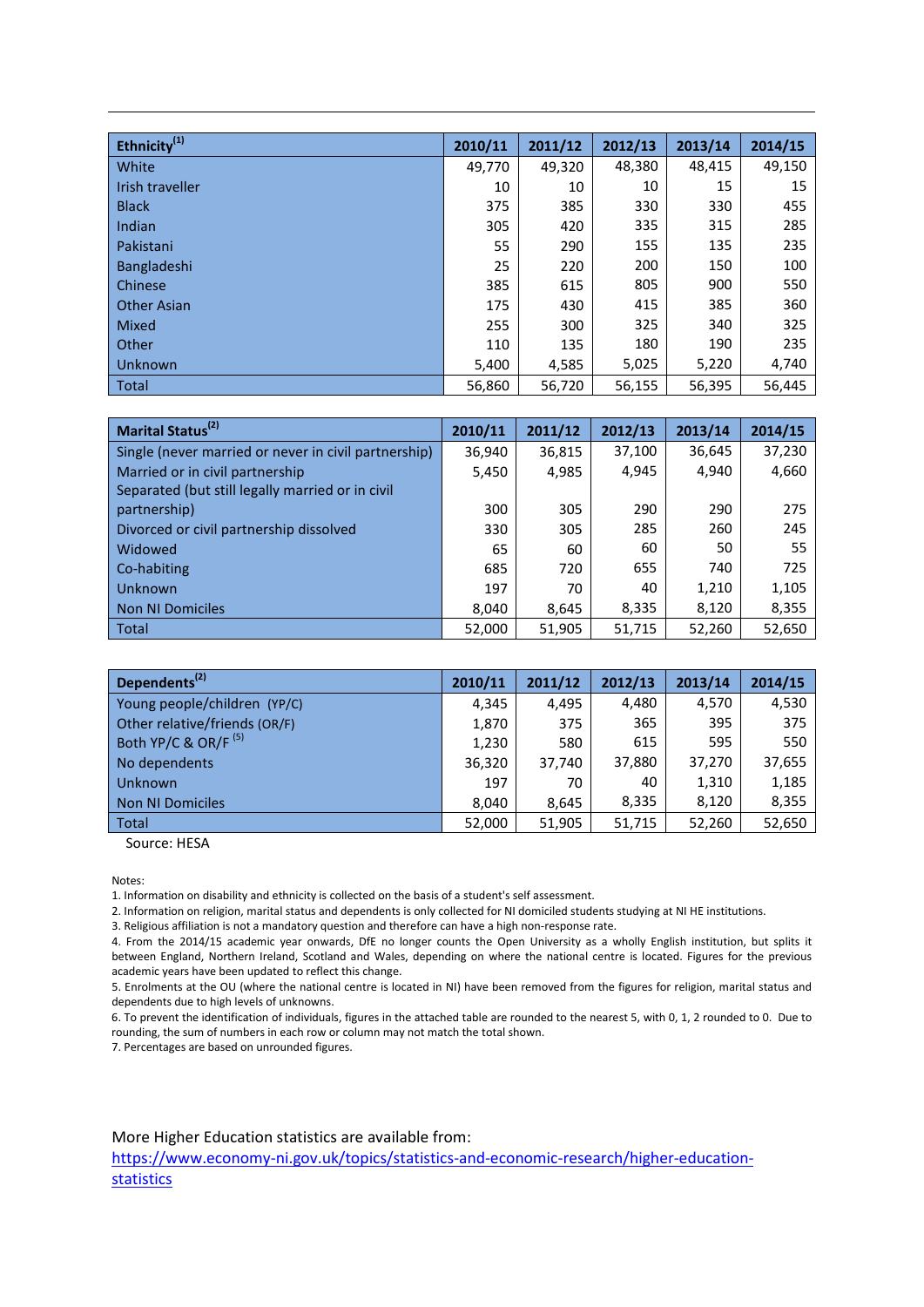| Ethnicity[1] | 2010/11 | 2011/12 | 2012/13 | 2013/14 | 2014/15 |
|---|---|---|---|---|---|
| White | 49,770 | 49,320 | 48,380 | 48,415 | 49,150 |
| Irish traveller | 10 | 10 | 10 | 15 | 15 |
| Black | 375 | 385 | 330 | 330 | 455 |
| Indian | 305 | 420 | 335 | 315 | 285 |
| Pakistani | 55 | 290 | 155 | 135 | 235 |
| Bangladeshi | 25 | 220 | 200 | 150 | 100 |
| Chinese | 385 | 615 | 805 | 900 | 550 |
| Other Asian | 175 | 430 | 415 | 385 | 360 |
| Mixed | 255 | 300 | 325 | 340 | 325 |
| Other | 110 | 135 | 180 | 190 | 235 |
| Unknown | 5,400 | 4,585 | 5,025 | 5,220 | 4,740 |
| Total | 56,860 | 56,720 | 56,155 | 56,395 | 56,445 |

| Marital Status[2] | 2010/11 | 2011/12 | 2012/13 | 2013/14 | 2014/15 |
|---|---|---|---|---|---|
| Single (never married or never in civil partnership) | 36,940 | 36,815 | 37,100 | 36,645 | 37,230 |
| Married or in civil partnership | 5,450 | 4,985 | 4,945 | 4,940 | 4,660 |
| Separated (but still legally married or in civil partnership) | 300 | 305 | 290 | 290 | 275 |
| Divorced or civil partnership dissolved | 330 | 305 | 285 | 260 | 245 |
| Widowed | 65 | 60 | 60 | 50 | 55 |
| Co-habiting | 685 | 720 | 655 | 740 | 725 |
| Unknown | 197 | 70 | 40 | 1,210 | 1,105 |
| Non NI Domiciles | 8,040 | 8,645 | 8,335 | 8,120 | 8,355 |
| Total | 52,000 | 51,905 | 51,715 | 52,260 | 52,650 |

| Dependents[2] | 2010/11 | 2011/12 | 2012/13 | 2013/14 | 2014/15 |
|---|---|---|---|---|---|
| Young people/children (YP/C) | 4,345 | 4,495 | 4,480 | 4,570 | 4,530 |
| Other relative/friends (OR/F) | 1,870 | 375 | 365 | 395 | 375 |
| Both YP/C & OR/F [5] | 1,230 | 580 | 615 | 595 | 550 |
| No dependents | 36,320 | 37,740 | 37,880 | 37,270 | 37,655 |
| Unknown | 197 | 70 | 40 | 1,310 | 1,185 |
| Non NI Domiciles | 8,040 | 8,645 | 8,335 | 8,120 | 8,355 |
| Total | 52,000 | 51,905 | 51,715 | 52,260 | 52,650 |

Source: HESA

Notes:
1. Information on disability and ethnicity is collected on the basis of a student's self assessment.
2. Information on religion, marital status and dependents is only collected for NI domiciled students studying at NI HE institutions.
3. Religious affiliation is not a mandatory question and therefore can have a high non-response rate.
4. From the 2014/15 academic year onwards, DfE no longer counts the Open University as a wholly English institution, but splits it between England, Northern Ireland, Scotland and Wales, depending on where the national centre is located. Figures for the previous academic years have been updated to reflect this change.
5. Enrolments at the OU (where the national centre is located in NI) have been removed from the figures for religion, marital status and dependents due to high levels of unknowns.
6. To prevent the identification of individuals, figures in the attached table are rounded to the nearest 5, with 0, 1, 2 rounded to 0. Due to rounding, the sum of numbers in each row or column may not match the total shown.
7. Percentages are based on unrounded figures.

More Higher Education statistics are available from:
https://www.economy-ni.gov.uk/topics/statistics-and-economic-research/higher-education-statistics